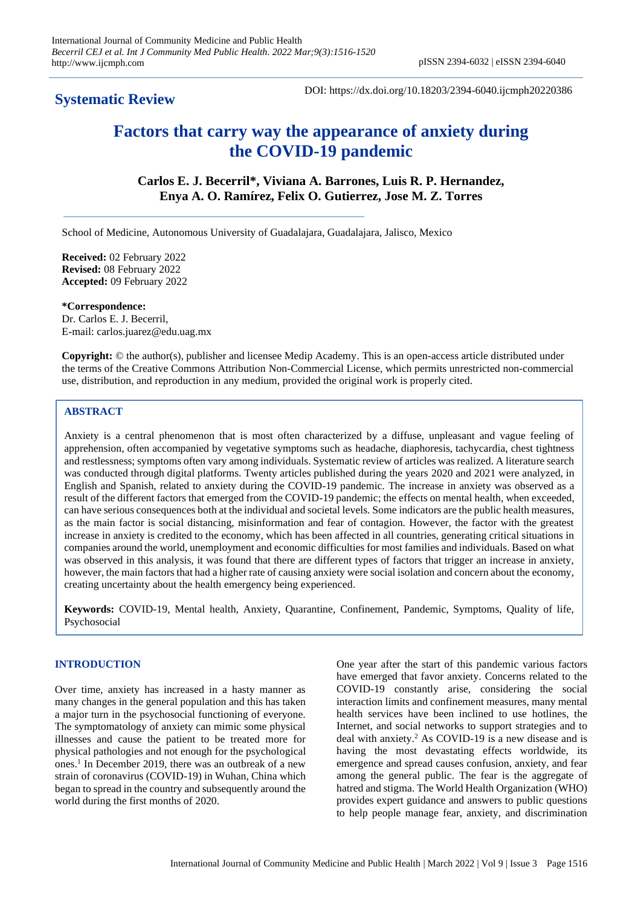**Systematic Review**

DOI: https://dx.doi.org/10.18203/2394-6040.ijcmph20220386

# Factors that carry way the appearance of anxiety during the COVID-19 pandemic

**Carlos E. J. Becerril\*, Viviana A. Barrones, Luis R. P. Hernandez, Enya A. O. Ramírez, Felix O. Gutierrez, Jose M. Z. Torres**

School of Medicine, Autonomous University of Guadalajara, Guadalajara, Jalisco, Mexico

**Received:** 02 February 2022
**Revised:** 08 February 2022
**Accepted:** 09 February 2022

**\*Correspondence:**
Dr. Carlos E. J. Becerril,
E-mail: carlos.juarez@edu.uag.mx

**Copyright:** © the author(s), publisher and licensee Medip Academy. This is an open-access article distributed under the terms of the Creative Commons Attribution Non-Commercial License, which permits unrestricted non-commercial use, distribution, and reproduction in any medium, provided the original work is properly cited.

## ABSTRACT

Anxiety is a central phenomenon that is most often characterized by a diffuse, unpleasant and vague feeling of apprehension, often accompanied by vegetative symptoms such as headache, diaphoresis, tachycardia, chest tightness and restlessness; symptoms often vary among individuals. Systematic review of articles was realized. A literature search was conducted through digital platforms. Twenty articles published during the years 2020 and 2021 were analyzed, in English and Spanish, related to anxiety during the COVID-19 pandemic. The increase in anxiety was observed as a result of the different factors that emerged from the COVID-19 pandemic; the effects on mental health, when exceeded, can have serious consequences both at the individual and societal levels. Some indicators are the public health measures, as the main factor is social distancing, misinformation and fear of contagion. However, the factor with the greatest increase in anxiety is credited to the economy, which has been affected in all countries, generating critical situations in companies around the world, unemployment and economic difficulties for most families and individuals. Based on what was observed in this analysis, it was found that there are different types of factors that trigger an increase in anxiety, however, the main factors that had a higher rate of causing anxiety were social isolation and concern about the economy, creating uncertainty about the health emergency being experienced.

**Keywords:** COVID-19, Mental health, Anxiety, Quarantine, Confinement, Pandemic, Symptoms, Quality of life, Psychosocial

## INTRODUCTION

Over time, anxiety has increased in a hasty manner as many changes in the general population and this has taken a major turn in the psychosocial functioning of everyone. The symptomatology of anxiety can mimic some physical illnesses and cause the patient to be treated more for physical pathologies and not enough for the psychological ones.[1] In December 2019, there was an outbreak of a new strain of coronavirus (COVID-19) in Wuhan, China which began to spread in the country and subsequently around the world during the first months of 2020.

One year after the start of this pandemic various factors have emerged that favor anxiety. Concerns related to the COVID-19 constantly arise, considering the social interaction limits and confinement measures, many mental health services have been inclined to use hotlines, the Internet, and social networks to support strategies and to deal with anxiety.[2] As COVID-19 is a new disease and is having the most devastating effects worldwide, its emergence and spread causes confusion, anxiety, and fear among the general public. The fear is the aggregate of hatred and stigma. The World Health Organization (WHO) provides expert guidance and answers to public questions to help people manage fear, anxiety, and discrimination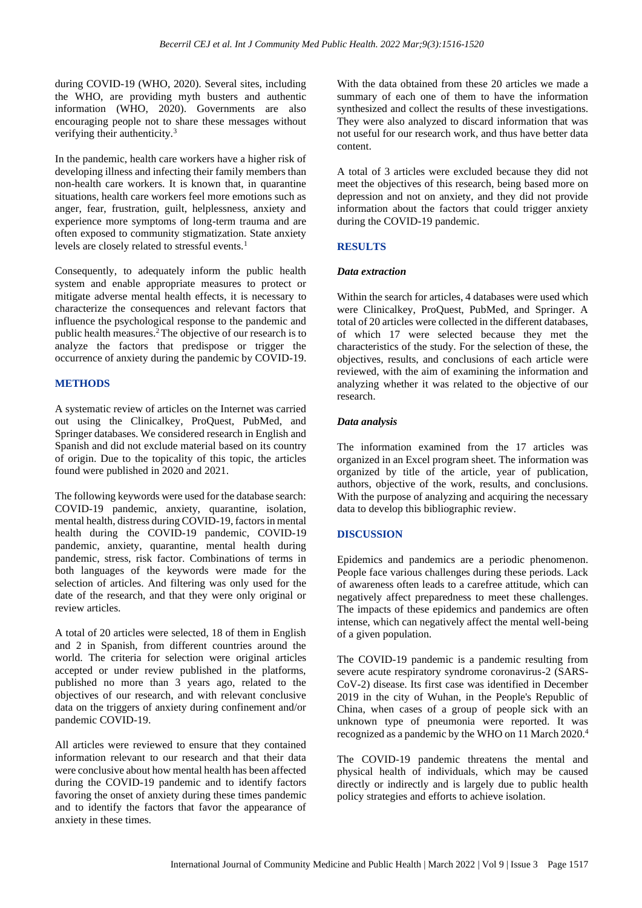during COVID-19 (WHO, 2020). Several sites, including the WHO, are providing myth busters and authentic information (WHO, 2020). Governments are also encouraging people not to share these messages without verifying their authenticity.[3]

In the pandemic, health care workers have a higher risk of developing illness and infecting their family members than non-health care workers. It is known that, in quarantine situations, health care workers feel more emotions such as anger, fear, frustration, guilt, helplessness, anxiety and experience more symptoms of long-term trauma and are often exposed to community stigmatization. State anxiety levels are closely related to stressful events.[1]

Consequently, to adequately inform the public health system and enable appropriate measures to protect or mitigate adverse mental health effects, it is necessary to characterize the consequences and relevant factors that influence the psychological response to the pandemic and public health measures.[2] The objective of our research is to analyze the factors that predispose or trigger the occurrence of anxiety during the pandemic by COVID-19.

## METHODS

A systematic review of articles on the Internet was carried out using the Clinicalkey, ProQuest, PubMed, and Springer databases. We considered research in English and Spanish and did not exclude material based on its country of origin. Due to the topicality of this topic, the articles found were published in 2020 and 2021.

The following keywords were used for the database search: COVID-19 pandemic, anxiety, quarantine, isolation, mental health, distress during COVID-19, factors in mental health during the COVID-19 pandemic, COVID-19 pandemic, anxiety, quarantine, mental health during pandemic, stress, risk factor. Combinations of terms in both languages of the keywords were made for the selection of articles. And filtering was only used for the date of the research, and that they were only original or review articles.

A total of 20 articles were selected, 18 of them in English and 2 in Spanish, from different countries around the world. The criteria for selection were original articles accepted or under review published in the platforms, published no more than 3 years ago, related to the objectives of our research, and with relevant conclusive data on the triggers of anxiety during confinement and/or pandemic COVID-19.

All articles were reviewed to ensure that they contained information relevant to our research and that their data were conclusive about how mental health has been affected during the COVID-19 pandemic and to identify factors favoring the onset of anxiety during these times pandemic and to identify the factors that favor the appearance of anxiety in these times.

With the data obtained from these 20 articles we made a summary of each one of them to have the information synthesized and collect the results of these investigations. They were also analyzed to discard information that was not useful for our research work, and thus have better data content.

A total of 3 articles were excluded because they did not meet the objectives of this research, being based more on depression and not on anxiety, and they did not provide information about the factors that could trigger anxiety during the COVID-19 pandemic.

## RESULTS

### *Data extraction*

Within the search for articles, 4 databases were used which were Clinicalkey, ProQuest, PubMed, and Springer. A total of 20 articles were collected in the different databases, of which 17 were selected because they met the characteristics of the study. For the selection of these, the objectives, results, and conclusions of each article were reviewed, with the aim of examining the information and analyzing whether it was related to the objective of our research.

### *Data analysis*

The information examined from the 17 articles was organized in an Excel program sheet. The information was organized by title of the article, year of publication, authors, objective of the work, results, and conclusions. With the purpose of analyzing and acquiring the necessary data to develop this bibliographic review.

## DISCUSSION

Epidemics and pandemics are a periodic phenomenon. People face various challenges during these periods. Lack of awareness often leads to a carefree attitude, which can negatively affect preparedness to meet these challenges. The impacts of these epidemics and pandemics are often intense, which can negatively affect the mental well-being of a given population.

The COVID-19 pandemic is a pandemic resulting from severe acute respiratory syndrome coronavirus-2 (SARS-CoV-2) disease. Its first case was identified in December 2019 in the city of Wuhan, in the People's Republic of China, when cases of a group of people sick with an unknown type of pneumonia were reported. It was recognized as a pandemic by the WHO on 11 March 2020.[4]

The COVID-19 pandemic threatens the mental and physical health of individuals, which may be caused directly or indirectly and is largely due to public health policy strategies and efforts to achieve isolation.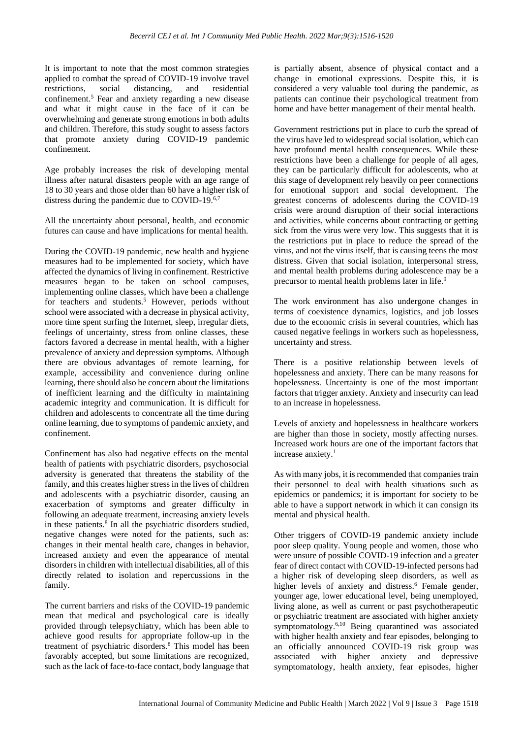It is important to note that the most common strategies applied to combat the spread of COVID-19 involve travel restrictions, social distancing, and residential confinement.[5] Fear and anxiety regarding a new disease and what it might cause in the face of it can be overwhelming and generate strong emotions in both adults and children. Therefore, this study sought to assess factors that promote anxiety during COVID-19 pandemic confinement.

Age probably increases the risk of developing mental illness after natural disasters people with an age range of 18 to 30 years and those older than 60 have a higher risk of distress during the pandemic due to COVID-19.[6,7]

All the uncertainty about personal, health, and economic futures can cause and have implications for mental health.

During the COVID-19 pandemic, new health and hygiene measures had to be implemented for society, which have affected the dynamics of living in confinement. Restrictive measures began to be taken on school campuses, implementing online classes, which have been a challenge for teachers and students.[5] However, periods without school were associated with a decrease in physical activity, more time spent surfing the Internet, sleep, irregular diets, feelings of uncertainty, stress from online classes, these factors favored a decrease in mental health, with a higher prevalence of anxiety and depression symptoms. Although there are obvious advantages of remote learning, for example, accessibility and convenience during online learning, there should also be concern about the limitations of inefficient learning and the difficulty in maintaining academic integrity and communication. It is difficult for children and adolescents to concentrate all the time during online learning, due to symptoms of pandemic anxiety, and confinement.

Confinement has also had negative effects on the mental health of patients with psychiatric disorders, psychosocial adversity is generated that threatens the stability of the family, and this creates higher stress in the lives of children and adolescents with a psychiatric disorder, causing an exacerbation of symptoms and greater difficulty in following an adequate treatment, increasing anxiety levels in these patients.[8] In all the psychiatric disorders studied, negative changes were noted for the patients, such as: changes in their mental health care, changes in behavior, increased anxiety and even the appearance of mental disorders in children with intellectual disabilities, all of this directly related to isolation and repercussions in the family.

The current barriers and risks of the COVID-19 pandemic mean that medical and psychological care is ideally provided through telepsychiatry, which has been able to achieve good results for appropriate follow-up in the treatment of psychiatric disorders.[8] This model has been favorably accepted, but some limitations are recognized, such as the lack of face-to-face contact, body language that is partially absent, absence of physical contact and a change in emotional expressions. Despite this, it is considered a very valuable tool during the pandemic, as patients can continue their psychological treatment from home and have better management of their mental health.

Government restrictions put in place to curb the spread of the virus have led to widespread social isolation, which can have profound mental health consequences. While these restrictions have been a challenge for people of all ages, they can be particularly difficult for adolescents, who at this stage of development rely heavily on peer connections for emotional support and social development. The greatest concerns of adolescents during the COVID-19 crisis were around disruption of their social interactions and activities, while concerns about contracting or getting sick from the virus were very low. This suggests that it is the restrictions put in place to reduce the spread of the virus, and not the virus itself, that is causing teens the most distress. Given that social isolation, interpersonal stress, and mental health problems during adolescence may be a precursor to mental health problems later in life.[9]

The work environment has also undergone changes in terms of coexistence dynamics, logistics, and job losses due to the economic crisis in several countries, which has caused negative feelings in workers such as hopelessness, uncertainty and stress.

There is a positive relationship between levels of hopelessness and anxiety. There can be many reasons for hopelessness. Uncertainty is one of the most important factors that trigger anxiety. Anxiety and insecurity can lead to an increase in hopelessness.

Levels of anxiety and hopelessness in healthcare workers are higher than those in society, mostly affecting nurses. Increased work hours are one of the important factors that increase anxiety.[1]

As with many jobs, it is recommended that companies train their personnel to deal with health situations such as epidemics or pandemics; it is important for society to be able to have a support network in which it can consign its mental and physical health.

Other triggers of COVID-19 pandemic anxiety include poor sleep quality. Young people and women, those who were unsure of possible COVID-19 infection and a greater fear of direct contact with COVID-19-infected persons had a higher risk of developing sleep disorders, as well as higher levels of anxiety and distress.[6] Female gender, younger age, lower educational level, being unemployed, living alone, as well as current or past psychotherapeutic or psychiatric treatment are associated with higher anxiety symptomatology.[6,10] Being quarantined was associated with higher health anxiety and fear episodes, belonging to an officially announced COVID-19 risk group was associated with higher anxiety and depressive symptomatology, health anxiety, fear episodes, higher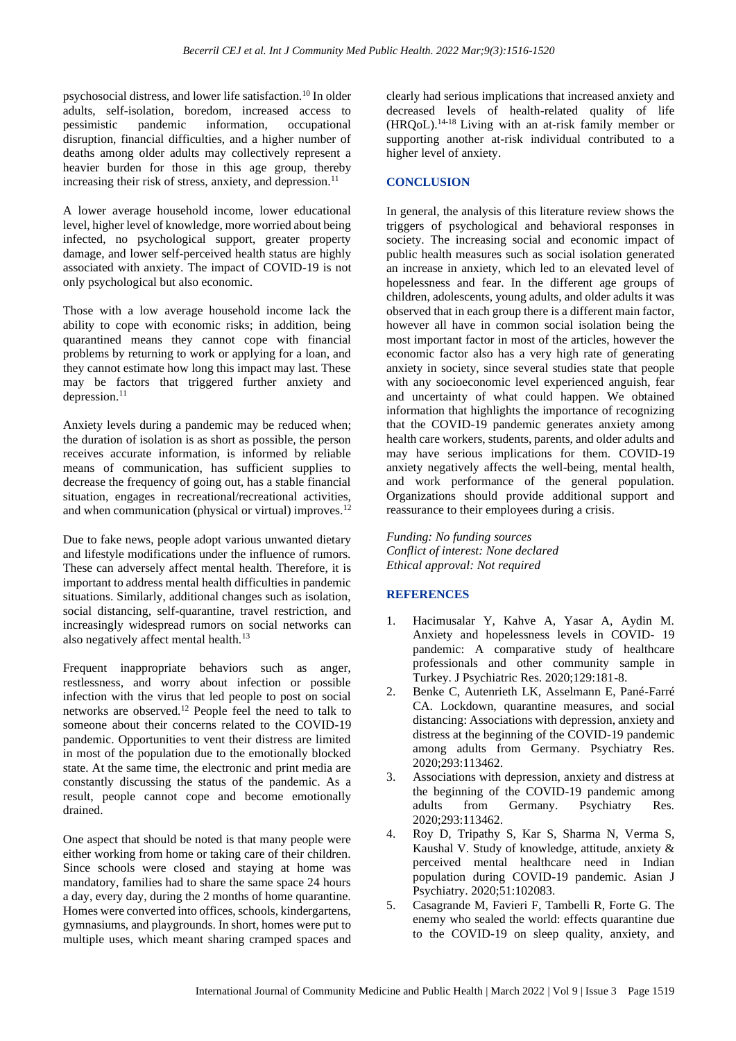psychosocial distress, and lower life satisfaction.[10] In older adults, self-isolation, boredom, increased access to pessimistic pandemic information, occupational disruption, financial difficulties, and a higher number of deaths among older adults may collectively represent a heavier burden for those in this age group, thereby increasing their risk of stress, anxiety, and depression.[11]

A lower average household income, lower educational level, higher level of knowledge, more worried about being infected, no psychological support, greater property damage, and lower self-perceived health status are highly associated with anxiety. The impact of COVID-19 is not only psychological but also economic.

Those with a low average household income lack the ability to cope with economic risks; in addition, being quarantined means they cannot cope with financial problems by returning to work or applying for a loan, and they cannot estimate how long this impact may last. These may be factors that triggered further anxiety and depression.[11]

Anxiety levels during a pandemic may be reduced when; the duration of isolation is as short as possible, the person receives accurate information, is informed by reliable means of communication, has sufficient supplies to decrease the frequency of going out, has a stable financial situation, engages in recreational/recreational activities, and when communication (physical or virtual) improves.[12]

Due to fake news, people adopt various unwanted dietary and lifestyle modifications under the influence of rumors. These can adversely affect mental health. Therefore, it is important to address mental health difficulties in pandemic situations. Similarly, additional changes such as isolation, social distancing, self-quarantine, travel restriction, and increasingly widespread rumors on social networks can also negatively affect mental health.[13]

Frequent inappropriate behaviors such as anger, restlessness, and worry about infection or possible infection with the virus that led people to post on social networks are observed.[12] People feel the need to talk to someone about their concerns related to the COVID-19 pandemic. Opportunities to vent their distress are limited in most of the population due to the emotionally blocked state. At the same time, the electronic and print media are constantly discussing the status of the pandemic. As a result, people cannot cope and become emotionally drained.

One aspect that should be noted is that many people were either working from home or taking care of their children. Since schools were closed and staying at home was mandatory, families had to share the same space 24 hours a day, every day, during the 2 months of home quarantine. Homes were converted into offices, schools, kindergartens, gymnasiums, and playgrounds. In short, homes were put to multiple uses, which meant sharing cramped spaces and clearly had serious implications that increased anxiety and decreased levels of health-related quality of life (HRQoL).[14-18] Living with an at-risk family member or supporting another at-risk individual contributed to a higher level of anxiety.

## CONCLUSION

In general, the analysis of this literature review shows the triggers of psychological and behavioral responses in society. The increasing social and economic impact of public health measures such as social isolation generated an increase in anxiety, which led to an elevated level of hopelessness and fear. In the different age groups of children, adolescents, young adults, and older adults it was observed that in each group there is a different main factor, however all have in common social isolation being the most important factor in most of the articles, however the economic factor also has a very high rate of generating anxiety in society, since several studies state that people with any socioeconomic level experienced anguish, fear and uncertainty of what could happen. We obtained information that highlights the importance of recognizing that the COVID-19 pandemic generates anxiety among health care workers, students, parents, and older adults and may have serious implications for them. COVID-19 anxiety negatively affects the well-being, mental health, and work performance of the general population. Organizations should provide additional support and reassurance to their employees during a crisis.

*Funding: No funding sources*
*Conflict of interest: None declared*
*Ethical approval: Not required*

## REFERENCES

1. Hacimusalar Y, Kahve A, Yasar A, Aydin M. Anxiety and hopelessness levels in COVID- 19 pandemic: A comparative study of healthcare professionals and other community sample in Turkey. J Psychiatric Res. 2020;129:181-8.
2. Benke C, Autenrieth LK, Asselmann E, Pané-Farré CA. Lockdown, quarantine measures, and social distancing: Associations with depression, anxiety and distress at the beginning of the COVID-19 pandemic among adults from Germany. Psychiatry Res. 2020;293:113462.
3. Associations with depression, anxiety and distress at the beginning of the COVID-19 pandemic among adults from Germany. Psychiatry Res. 2020;293:113462.
4. Roy D, Tripathy S, Kar S, Sharma N, Verma S, Kaushal V. Study of knowledge, attitude, anxiety & perceived mental healthcare need in Indian population during COVID-19 pandemic. Asian J Psychiatry. 2020;51:102083.
5. Casagrande M, Favieri F, Tambelli R, Forte G. The enemy who sealed the world: effects quarantine due to the COVID-19 on sleep quality, anxiety, and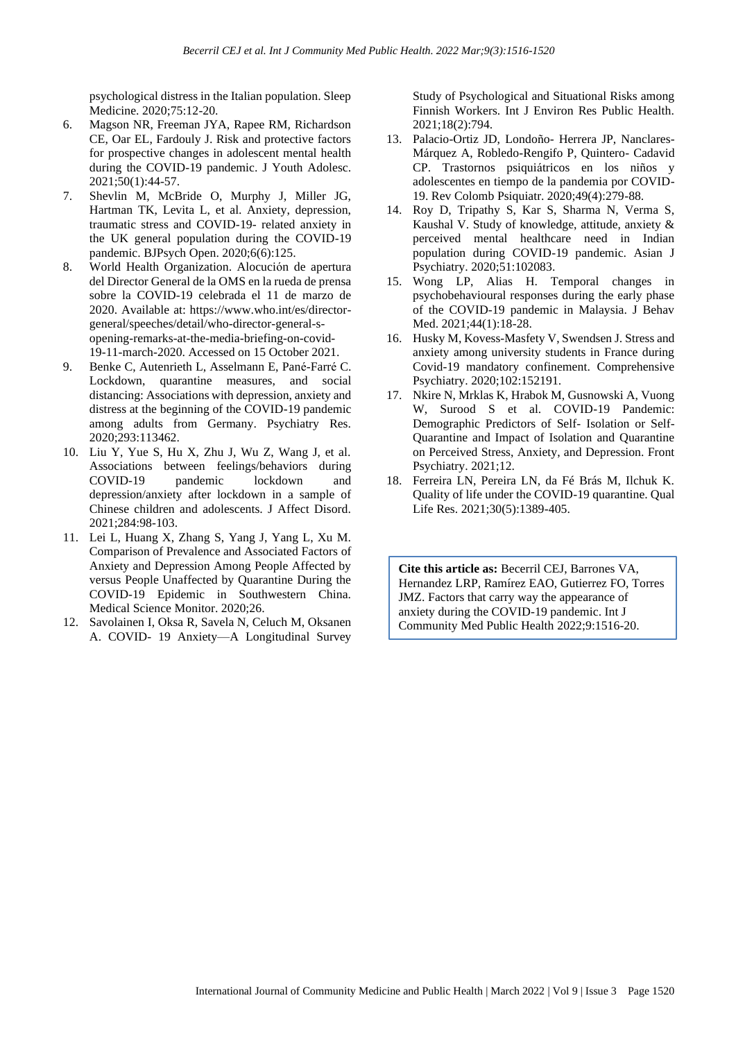psychological distress in the Italian population. Sleep Medicine. 2020;75:12-20.

6. Magson NR, Freeman JYA, Rapee RM, Richardson CE, Oar EL, Fardouly J. Risk and protective factors for prospective changes in adolescent mental health during the COVID-19 pandemic. J Youth Adolesc. 2021;50(1):44-57.
7. Shevlin M, McBride O, Murphy J, Miller JG, Hartman TK, Levita L, et al. Anxiety, depression, traumatic stress and COVID-19- related anxiety in the UK general population during the COVID-19 pandemic. BJPsych Open. 2020;6(6):125.
8. World Health Organization. Alocución de apertura del Director General de la OMS en la rueda de prensa sobre la COVID-19 celebrada el 11 de marzo de 2020. Available at: https://www.who.int/es/director-general/speeches/detail/who-director-general-s-opening-remarks-at-the-media-briefing-on-covid-19-11-march-2020. Accessed on 15 October 2021.
9. Benke C, Autenrieth L, Asselmann E, Pané-Farré C. Lockdown, quarantine measures, and social distancing: Associations with depression, anxiety and distress at the beginning of the COVID-19 pandemic among adults from Germany. Psychiatry Res. 2020;293:113462.
10. Liu Y, Yue S, Hu X, Zhu J, Wu Z, Wang J, et al. Associations between feelings/behaviors during COVID-19 pandemic lockdown and depression/anxiety after lockdown in a sample of Chinese children and adolescents. J Affect Disord. 2021;284:98-103.
11. Lei L, Huang X, Zhang S, Yang J, Yang L, Xu M. Comparison of Prevalence and Associated Factors of Anxiety and Depression Among People Affected by versus People Unaffected by Quarantine During the COVID-19 Epidemic in Southwestern China. Medical Science Monitor. 2020;26.
12. Savolainen I, Oksa R, Savela N, Celuch M, Oksanen A. COVID- 19 Anxiety—A Longitudinal Survey Study of Psychological and Situational Risks among Finnish Workers. Int J Environ Res Public Health. 2021;18(2):794.
13. Palacio-Ortiz JD, Londoño- Herrera JP, Nanclares-Márquez A, Robledo-Rengifo P, Quintero- Cadavid CP. Trastornos psiquiátricos en los niños y adolescentes en tiempo de la pandemia por COVID-19. Rev Colomb Psiquiatr. 2020;49(4):279-88.
14. Roy D, Tripathy S, Kar S, Sharma N, Verma S, Kaushal V. Study of knowledge, attitude, anxiety & perceived mental healthcare need in Indian population during COVID-19 pandemic. Asian J Psychiatry. 2020;51:102083.
15. Wong LP, Alias H. Temporal changes in psychobehavioural responses during the early phase of the COVID-19 pandemic in Malaysia. J Behav Med. 2021;44(1):18-28.
16. Husky M, Kovess-Masfety V, Swendsen J. Stress and anxiety among university students in France during Covid-19 mandatory confinement. Comprehensive Psychiatry. 2020;102:152191.
17. Nkire N, Mrklas K, Hrabok M, Gusnowski A, Vuong W, Surood S et al. COVID-19 Pandemic: Demographic Predictors of Self- Isolation or Self-Quarantine and Impact of Isolation and Quarantine on Perceived Stress, Anxiety, and Depression. Front Psychiatry. 2021;12.
18. Ferreira LN, Pereira LN, da Fé Brás M, Ilchuk K. Quality of life under the COVID-19 quarantine. Qual Life Res. 2021;30(5):1389-405.

**Cite this article as:** Becerril CEJ, Barrones VA, Hernandez LRP, Ramírez EAO, Gutierrez FO, Torres JMZ. Factors that carry way the appearance of anxiety during the COVID-19 pandemic. Int J Community Med Public Health 2022;9:1516-20.